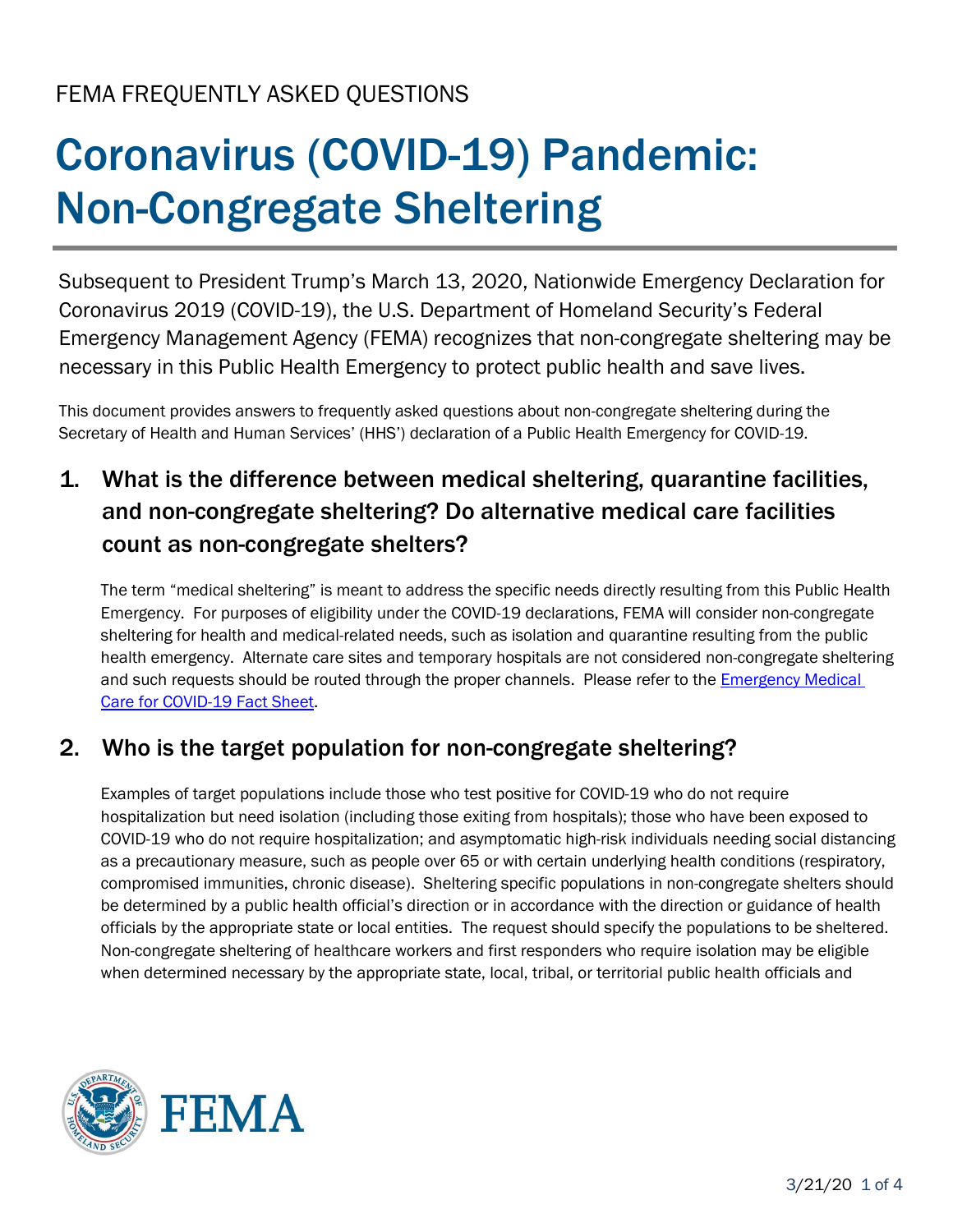FEMA FREQUENTLY ASKED QUESTIONS

# Coronavirus (COVID-19) Pandemic: Non-Congregate Sheltering

Subsequent to President Trump's March 13, 2020, Nationwide Emergency Declaration for Coronavirus 2019 (COVID-19), the U.S. Department of Homeland Security's Federal Emergency Management Agency (FEMA) recognizes that non-congregate sheltering may be necessary in this Public Health Emergency to protect public health and save lives.

This document provides answers to frequently asked questions about non-congregate sheltering during the Secretary of Health and Human Services' (HHS') declaration of a Public Health Emergency for COVID-19.

## 1. What is the difference between medical sheltering, quarantine facilities, and non-congregate sheltering? Do alternative medical care facilities count as non-congregate shelters?

The term "medical sheltering" is meant to address the specific needs directly resulting from this Public Health Emergency. For purposes of eligibility under the COVID-19 declarations, FEMA will consider non-congregate sheltering for health and medical-related needs, such as isolation and quarantine resulting from the public health emergency. Alternate care sites and temporary hospitals are not considered non-congregate sheltering and such requests should be routed through the proper channels. Please refer to the [Emergency Medical Care for COVID-19 Fact Sheet](#).

## 2. Who is the target population for non-congregate sheltering?

Examples of target populations include those who test positive for COVID-19 who do not require hospitalization but need isolation (including those exiting from hospitals); those who have been exposed to COVID-19 who do not require hospitalization; and asymptomatic high-risk individuals needing social distancing as a precautionary measure, such as people over 65 or with certain underlying health conditions (respiratory, compromised immunities, chronic disease). Sheltering specific populations in non-congregate shelters should be determined by a public health official's direction or in accordance with the direction or guidance of health officials by the appropriate state or local entities. The request should specify the populations to be sheltered. Non-congregate sheltering of healthcare workers and first responders who require isolation may be eligible when determined necessary by the appropriate state, local, tribal, or territorial public health officials and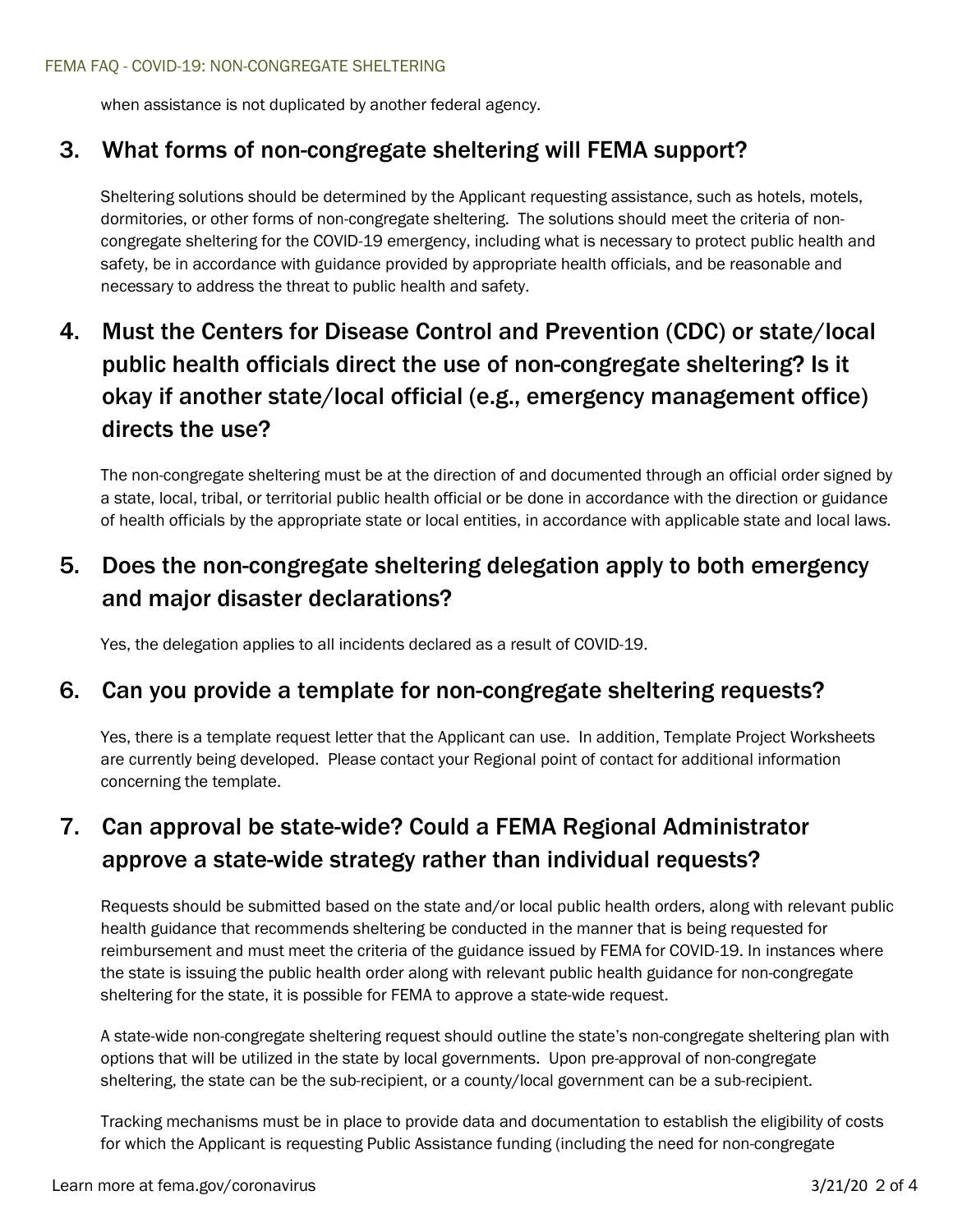when assistance is not duplicated by another federal agency.

## 3. What forms of non-congregate sheltering will FEMA support?

Sheltering solutions should be determined by the Applicant requesting assistance, such as hotels, motels, dormitories, or other forms of non-congregate sheltering. The solutions should meet the criteria of non-congregate sheltering for the COVID-19 emergency, including what is necessary to protect public health and safety, be in accordance with guidance provided by appropriate health officials, and be reasonable and necessary to address the threat to public health and safety.

## 4. Must the Centers for Disease Control and Prevention (CDC) or state/local public health officials direct the use of non-congregate sheltering? Is it okay if another state/local official (e.g., emergency management office) directs the use?

The non-congregate sheltering must be at the direction of and documented through an official order signed by a state, local, tribal, or territorial public health official or be done in accordance with the direction or guidance of health officials by the appropriate state or local entities, in accordance with applicable state and local laws.

## 5. Does the non-congregate sheltering delegation apply to both emergency and major disaster declarations?

Yes, the delegation applies to all incidents declared as a result of COVID-19.

## 6. Can you provide a template for non-congregate sheltering requests?

Yes, there is a template request letter that the Applicant can use. In addition, Template Project Worksheets are currently being developed. Please contact your Regional point of contact for additional information concerning the template.

## 7. Can approval be state-wide? Could a FEMA Regional Administrator approve a state-wide strategy rather than individual requests?

Requests should be submitted based on the state and/or local public health orders, along with relevant public health guidance that recommends sheltering be conducted in the manner that is being requested for reimbursement and must meet the criteria of the guidance issued by FEMA for COVID-19. In instances where the state is issuing the public health order along with relevant public health guidance for non-congregate sheltering for the state, it is possible for FEMA to approve a state-wide request.

A state-wide non-congregate sheltering request should outline the state's non-congregate sheltering plan with options that will be utilized in the state by local governments. Upon pre-approval of non-congregate sheltering, the state can be the sub-recipient, or a county/local government can be a sub-recipient.

Tracking mechanisms must be in place to provide data and documentation to establish the eligibility of costs for which the Applicant is requesting Public Assistance funding (including the need for non-congregate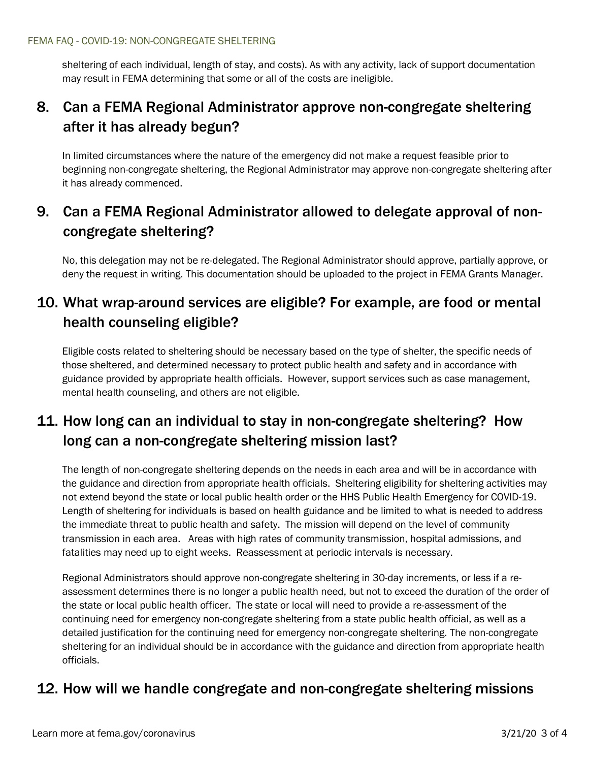sheltering of each individual, length of stay, and costs). As with any activity, lack of support documentation may result in FEMA determining that some or all of the costs are ineligible.

## 8. Can a FEMA Regional Administrator approve non-congregate sheltering after it has already begun?

In limited circumstances where the nature of the emergency did not make a request feasible prior to beginning non-congregate sheltering, the Regional Administrator may approve non-congregate sheltering after it has already commenced.

## 9. Can a FEMA Regional Administrator allowed to delegate approval of non-congregate sheltering?

No, this delegation may not be re-delegated. The Regional Administrator should approve, partially approve, or deny the request in writing. This documentation should be uploaded to the project in FEMA Grants Manager.

## 10. What wrap-around services are eligible? For example, are food or mental health counseling eligible?

Eligible costs related to sheltering should be necessary based on the type of shelter, the specific needs of those sheltered, and determined necessary to protect public health and safety and in accordance with guidance provided by appropriate health officials. However, support services such as case management, mental health counseling, and others are not eligible.

## 11. How long can an individual to stay in non-congregate sheltering? How long can a non-congregate sheltering mission last?

The length of non-congregate sheltering depends on the needs in each area and will be in accordance with the guidance and direction from appropriate health officials. Sheltering eligibility for sheltering activities may not extend beyond the state or local public health order or the HHS Public Health Emergency for COVID-19. Length of sheltering for individuals is based on health guidance and be limited to what is needed to address the immediate threat to public health and safety. The mission will depend on the level of community transmission in each area. Areas with high rates of community transmission, hospital admissions, and fatalities may need up to eight weeks. Reassessment at periodic intervals is necessary.

Regional Administrators should approve non-congregate sheltering in 30-day increments, or less if a re-assessment determines there is no longer a public health need, but not to exceed the duration of the order of the state or local public health officer. The state or local will need to provide a re-assessment of the continuing need for emergency non-congregate sheltering from a state public health official, as well as a detailed justification for the continuing need for emergency non-congregate sheltering. The non-congregate sheltering for an individual should be in accordance with the guidance and direction from appropriate health officials.

## 12. How will we handle congregate and non-congregate sheltering missions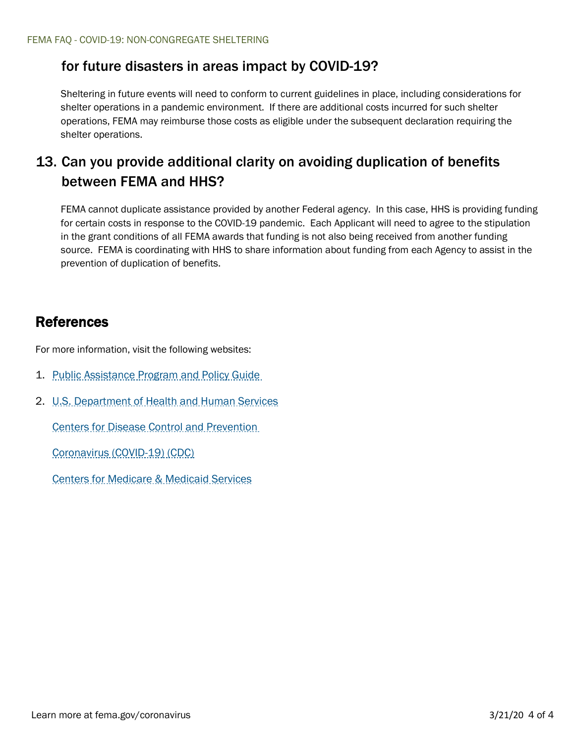for future disasters in areas impact by COVID-19?

Sheltering in future events will need to conform to current guidelines in place, including considerations for shelter operations in a pandemic environment. If there are additional costs incurred for such shelter operations, FEMA may reimburse those costs as eligible under the subsequent declaration requiring the shelter operations.

## 13. Can you provide additional clarity on avoiding duplication of benefits between FEMA and HHS?

FEMA cannot duplicate assistance provided by another Federal agency. In this case, HHS is providing funding for certain costs in response to the COVID-19 pandemic. Each Applicant will need to agree to the stipulation in the grant conditions of all FEMA awards that funding is not also being received from another funding source. FEMA is coordinating with HHS to share information about funding from each Agency to assist in the prevention of duplication of benefits.

## References

For more information, visit the following websites:

1. Public Assistance Program and Policy Guide
2. U.S. Department of Health and Human Services

   Centers for Disease Control and Prevention

   Coronavirus (COVID-19) (CDC)

   Centers for Medicare & Medicaid Services